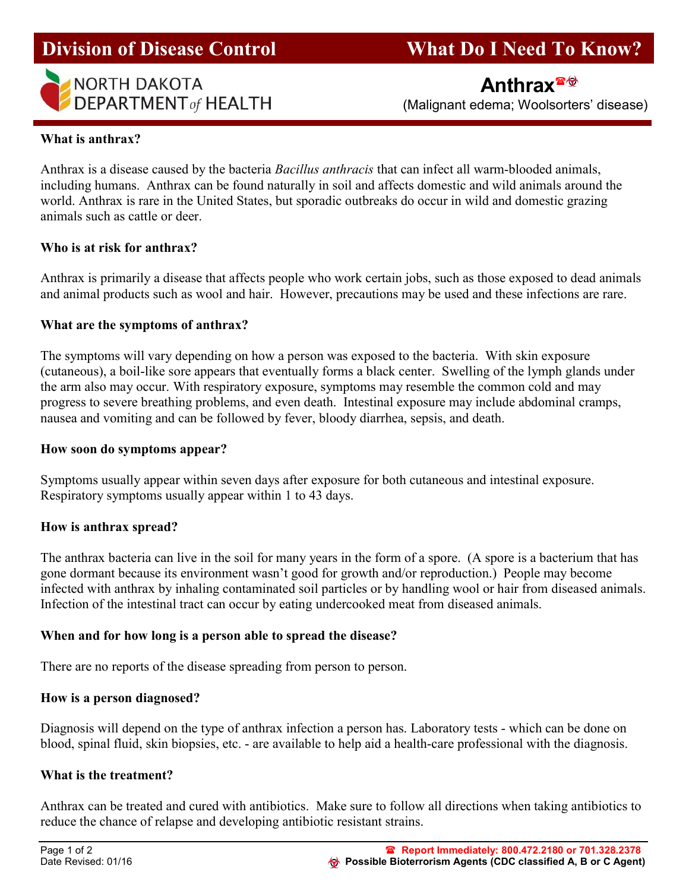# Division of Disease Control — What Do I Need To Know?

NORTH DAKOTA DEPARTMENT *of* HEALTH

## Anthrax☎☣

(Malignant edema; Woolsorters' disease)

### What is anthrax?

Anthrax is a disease caused by the bacteria *Bacillus anthracis* that can infect all warm-blooded animals, including humans. Anthrax can be found naturally in soil and affects domestic and wild animals around the world. Anthrax is rare in the United States, but sporadic outbreaks do occur in wild and domestic grazing animals such as cattle or deer.

### Who is at risk for anthrax?

Anthrax is primarily a disease that affects people who work certain jobs, such as those exposed to dead animals and animal products such as wool and hair. However, precautions may be used and these infections are rare.

### What are the symptoms of anthrax?

The symptoms will vary depending on how a person was exposed to the bacteria. With skin exposure (cutaneous), a boil-like sore appears that eventually forms a black center. Swelling of the lymph glands under the arm also may occur. With respiratory exposure, symptoms may resemble the common cold and may progress to severe breathing problems, and even death. Intestinal exposure may include abdominal cramps, nausea and vomiting and can be followed by fever, bloody diarrhea, sepsis, and death.

### How soon do symptoms appear?

Symptoms usually appear within seven days after exposure for both cutaneous and intestinal exposure. Respiratory symptoms usually appear within 1 to 43 days.

### How is anthrax spread?

The anthrax bacteria can live in the soil for many years in the form of a spore. (A spore is a bacterium that has gone dormant because its environment wasn't good for growth and/or reproduction.) People may become infected with anthrax by inhaling contaminated soil particles or by handling wool or hair from diseased animals. Infection of the intestinal tract can occur by eating undercooked meat from diseased animals.

### When and for how long is a person able to spread the disease?

There are no reports of the disease spreading from person to person.

### How is a person diagnosed?

Diagnosis will depend on the type of anthrax infection a person has. Laboratory tests - which can be done on blood, spinal fluid, skin biopsies, etc. - are available to help aid a health-care professional with the diagnosis.

### What is the treatment?

Anthrax can be treated and cured with antibiotics. Make sure to follow all directions when taking antibiotics to reduce the chance of relapse and developing antibiotic resistant strains.

Date Revised: 01/16

☎ Report Immediately: 800.472.2180 or 701.328.2378

☣ Possible Bioterrorism Agents (CDC classified A, B or C Agent)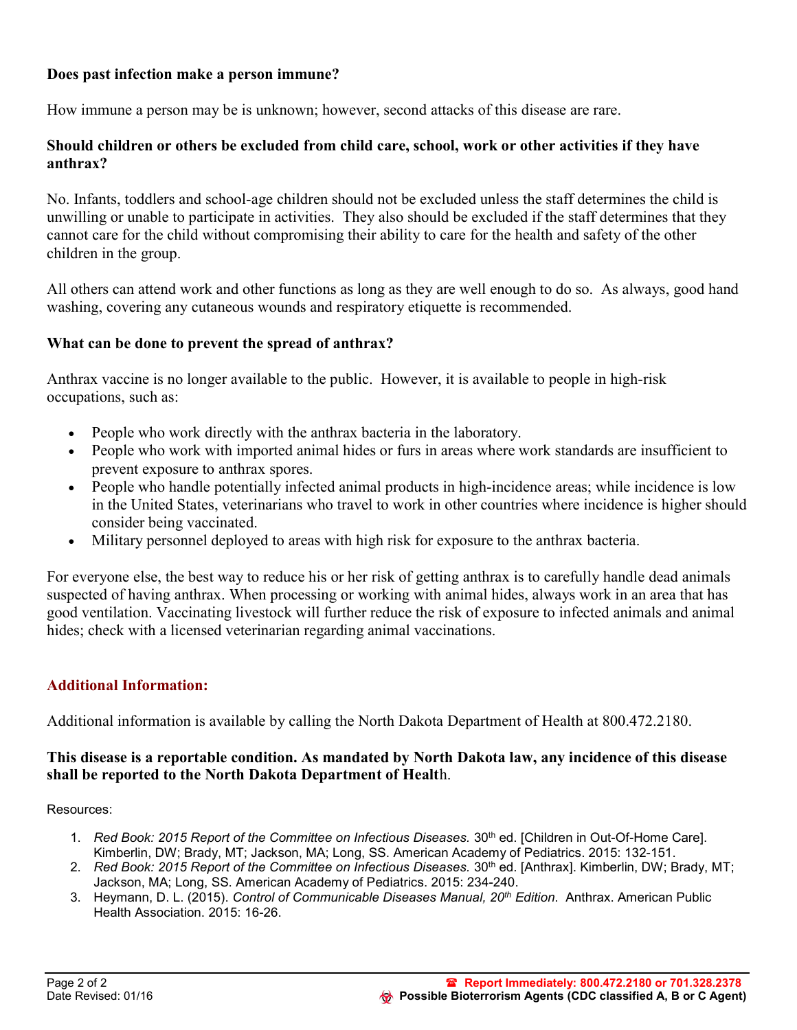**Does past infection make a person immune?**

How immune a person may be is unknown; however, second attacks of this disease are rare.

**Should children or others be excluded from child care, school, work or other activities if they have anthrax?**

No. Infants, toddlers and school-age children should not be excluded unless the staff determines the child is unwilling or unable to participate in activities. They also should be excluded if the staff determines that they cannot care for the child without compromising their ability to care for the health and safety of the other children in the group.

All others can attend work and other functions as long as they are well enough to do so. As always, good hand washing, covering any cutaneous wounds and respiratory etiquette is recommended.

**What can be done to prevent the spread of anthrax?**

Anthrax vaccine is no longer available to the public. However, it is available to people in high-risk occupations, such as:

- People who work directly with the anthrax bacteria in the laboratory.
- People who work with imported animal hides or furs in areas where work standards are insufficient to prevent exposure to anthrax spores.
- People who handle potentially infected animal products in high-incidence areas; while incidence is low in the United States, veterinarians who travel to work in other countries where incidence is higher should consider being vaccinated.
- Military personnel deployed to areas with high risk for exposure to the anthrax bacteria.

For everyone else, the best way to reduce his or her risk of getting anthrax is to carefully handle dead animals suspected of having anthrax. When processing or working with animal hides, always work in an area that has good ventilation. Vaccinating livestock will further reduce the risk of exposure to infected animals and animal hides; check with a licensed veterinarian regarding animal vaccinations.

## Additional Information:

Additional information is available by calling the North Dakota Department of Health at 800.472.2180.

**This disease is a reportable condition. As mandated by North Dakota law, any incidence of this disease shall be reported to the North Dakota Department of Health.**

Resources:

1. *Red Book: 2015 Report of the Committee on Infectious Diseases.* 30th ed. [Children in Out-Of-Home Care]. Kimberlin, DW; Brady, MT; Jackson, MA; Long, SS. American Academy of Pediatrics. 2015: 132-151.
2. *Red Book: 2015 Report of the Committee on Infectious Diseases.* 30th ed. [Anthrax]. Kimberlin, DW; Brady, MT; Jackson, MA; Long, SS. American Academy of Pediatrics. 2015: 234-240.
3. Heymann, D. L. (2015). *Control of Communicable Diseases Manual, 20th Edition.* Anthrax. American Public Health Association. 2015: 16-26.

Date Revised: 01/16

☎ **Report Immediately: 800.472.2180 or 701.328.2378**

**Possible Bioterrorism Agents (CDC classified A, B or C Agent)**